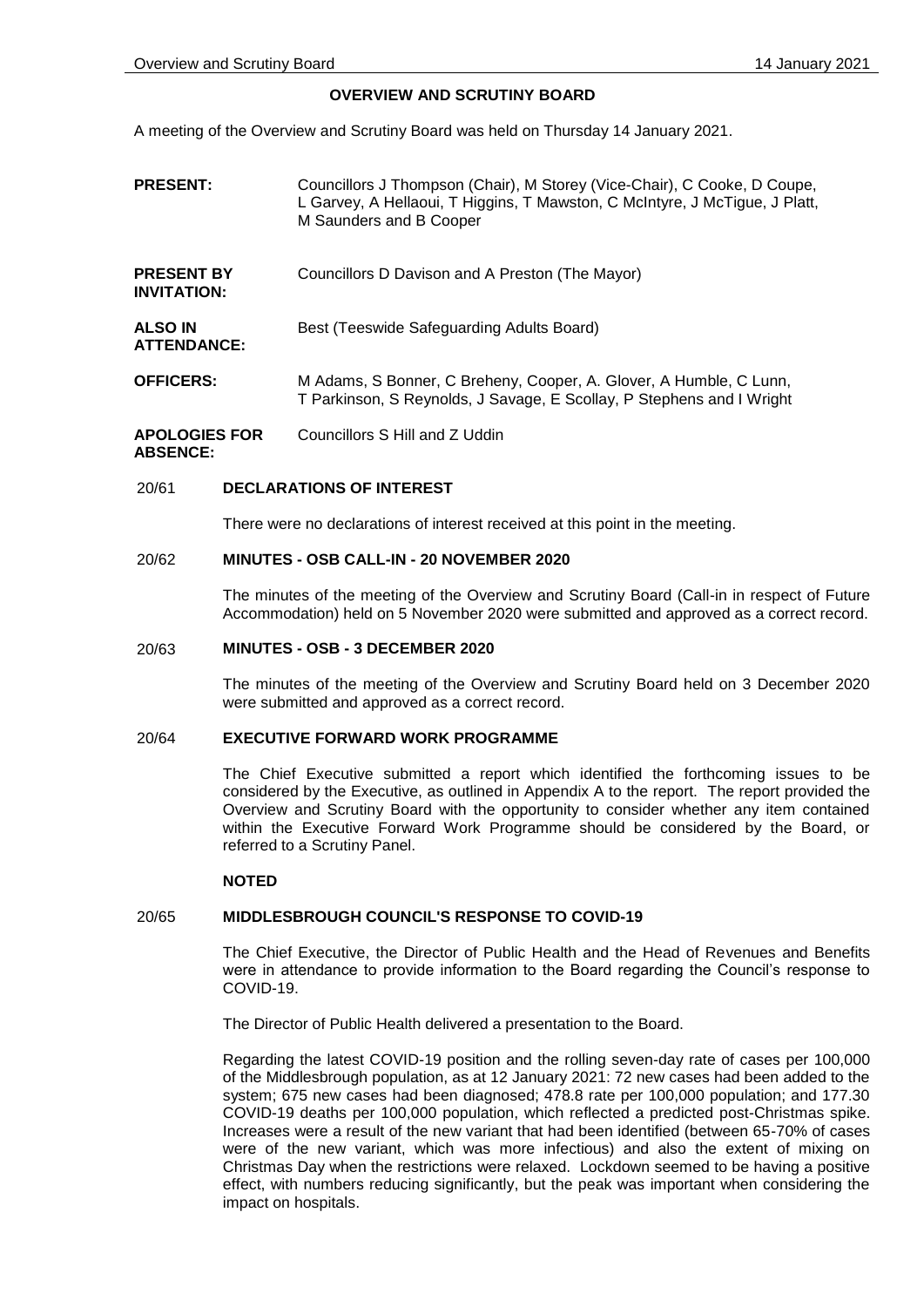# OVERVIEW AND SCRUTINY BOARD

A meeting of the Overview and Scrutiny Board was held on Thursday 14 January 2021.

| | |
|---|---|
| **PRESENT:** | Councillors J Thompson (Chair), M Storey (Vice-Chair), C Cooke, D Coupe, L Garvey, A Hellaoui, T Higgins, T Mawston, C McIntyre, J McTigue, J Platt, M Saunders and B Cooper |
| **PRESENT BY INVITATION:** | Councillors D Davison and A Preston (The Mayor) |
| **ALSO IN ATTENDANCE:** | Best (Teeswide Safeguarding Adults Board) |
| **OFFICERS:** | M Adams, S Bonner, C Breheny, Cooper, A. Glover, A Humble, C Lunn, T Parkinson, S Reynolds, J Savage, E Scollay, P Stephens and I Wright |
| **APOLOGIES FOR ABSENCE:** | Councillors S Hill and Z Uddin |

## 20/61 DECLARATIONS OF INTEREST

There were no declarations of interest received at this point in the meeting.

## 20/62 MINUTES - OSB CALL-IN - 20 NOVEMBER 2020

The minutes of the meeting of the Overview and Scrutiny Board (Call-in in respect of Future Accommodation) held on 5 November 2020 were submitted and approved as a correct record.

## 20/63 MINUTES - OSB - 3 DECEMBER 2020

The minutes of the meeting of the Overview and Scrutiny Board held on 3 December 2020 were submitted and approved as a correct record.

## 20/64 EXECUTIVE FORWARD WORK PROGRAMME

The Chief Executive submitted a report which identified the forthcoming issues to be considered by the Executive, as outlined in Appendix A to the report. The report provided the Overview and Scrutiny Board with the opportunity to consider whether any item contained within the Executive Forward Work Programme should be considered by the Board, or referred to a Scrutiny Panel.

**NOTED**

## 20/65 MIDDLESBROUGH COUNCIL'S RESPONSE TO COVID-19

The Chief Executive, the Director of Public Health and the Head of Revenues and Benefits were in attendance to provide information to the Board regarding the Council's response to COVID-19.

The Director of Public Health delivered a presentation to the Board.

Regarding the latest COVID-19 position and the rolling seven-day rate of cases per 100,000 of the Middlesbrough population, as at 12 January 2021: 72 new cases had been added to the system; 675 new cases had been diagnosed; 478.8 rate per 100,000 population; and 177.30 COVID-19 deaths per 100,000 population, which reflected a predicted post-Christmas spike. Increases were a result of the new variant that had been identified (between 65-70% of cases were of the new variant, which was more infectious) and also the extent of mixing on Christmas Day when the restrictions were relaxed. Lockdown seemed to be having a positive effect, with numbers reducing significantly, but the peak was important when considering the impact on hospitals.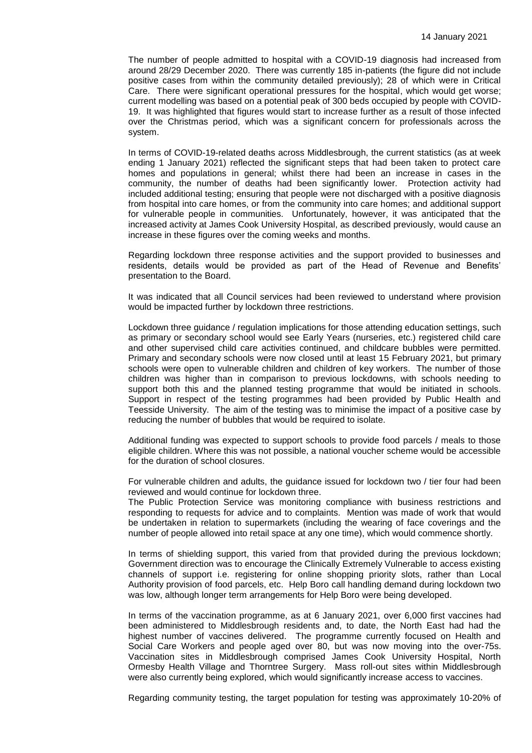The number of people admitted to hospital with a COVID-19 diagnosis had increased from around 28/29 December 2020. There was currently 185 in-patients (the figure did not include positive cases from within the community detailed previously); 28 of which were in Critical Care. There were significant operational pressures for the hospital, which would get worse; current modelling was based on a potential peak of 300 beds occupied by people with COVID-19. It was highlighted that figures would start to increase further as a result of those infected over the Christmas period, which was a significant concern for professionals across the system.

In terms of COVID-19-related deaths across Middlesbrough, the current statistics (as at week ending 1 January 2021) reflected the significant steps that had been taken to protect care homes and populations in general; whilst there had been an increase in cases in the community, the number of deaths had been significantly lower. Protection activity had included additional testing; ensuring that people were not discharged with a positive diagnosis from hospital into care homes, or from the community into care homes; and additional support for vulnerable people in communities. Unfortunately, however, it was anticipated that the increased activity at James Cook University Hospital, as described previously, would cause an increase in these figures over the coming weeks and months.

Regarding lockdown three response activities and the support provided to businesses and residents, details would be provided as part of the Head of Revenue and Benefits' presentation to the Board.

It was indicated that all Council services had been reviewed to understand where provision would be impacted further by lockdown three restrictions.

Lockdown three guidance / regulation implications for those attending education settings, such as primary or secondary school would see Early Years (nurseries, etc.) registered child care and other supervised child care activities continued, and childcare bubbles were permitted. Primary and secondary schools were now closed until at least 15 February 2021, but primary schools were open to vulnerable children and children of key workers. The number of those children was higher than in comparison to previous lockdowns, with schools needing to support both this and the planned testing programme that would be initiated in schools. Support in respect of the testing programmes had been provided by Public Health and Teesside University. The aim of the testing was to minimise the impact of a positive case by reducing the number of bubbles that would be required to isolate.

Additional funding was expected to support schools to provide food parcels / meals to those eligible children. Where this was not possible, a national voucher scheme would be accessible for the duration of school closures.

For vulnerable children and adults, the guidance issued for lockdown two / tier four had been reviewed and would continue for lockdown three.

The Public Protection Service was monitoring compliance with business restrictions and responding to requests for advice and to complaints. Mention was made of work that would be undertaken in relation to supermarkets (including the wearing of face coverings and the number of people allowed into retail space at any one time), which would commence shortly.

In terms of shielding support, this varied from that provided during the previous lockdown; Government direction was to encourage the Clinically Extremely Vulnerable to access existing channels of support i.e. registering for online shopping priority slots, rather than Local Authority provision of food parcels, etc. Help Boro call handling demand during lockdown two was low, although longer term arrangements for Help Boro were being developed.

In terms of the vaccination programme, as at 6 January 2021, over 6,000 first vaccines had been administered to Middlesbrough residents and, to date, the North East had had the highest number of vaccines delivered. The programme currently focused on Health and Social Care Workers and people aged over 80, but was now moving into the over-75s. Vaccination sites in Middlesbrough comprised James Cook University Hospital, North Ormesby Health Village and Thorntree Surgery. Mass roll-out sites within Middlesbrough were also currently being explored, which would significantly increase access to vaccines.

Regarding community testing, the target population for testing was approximately 10-20% of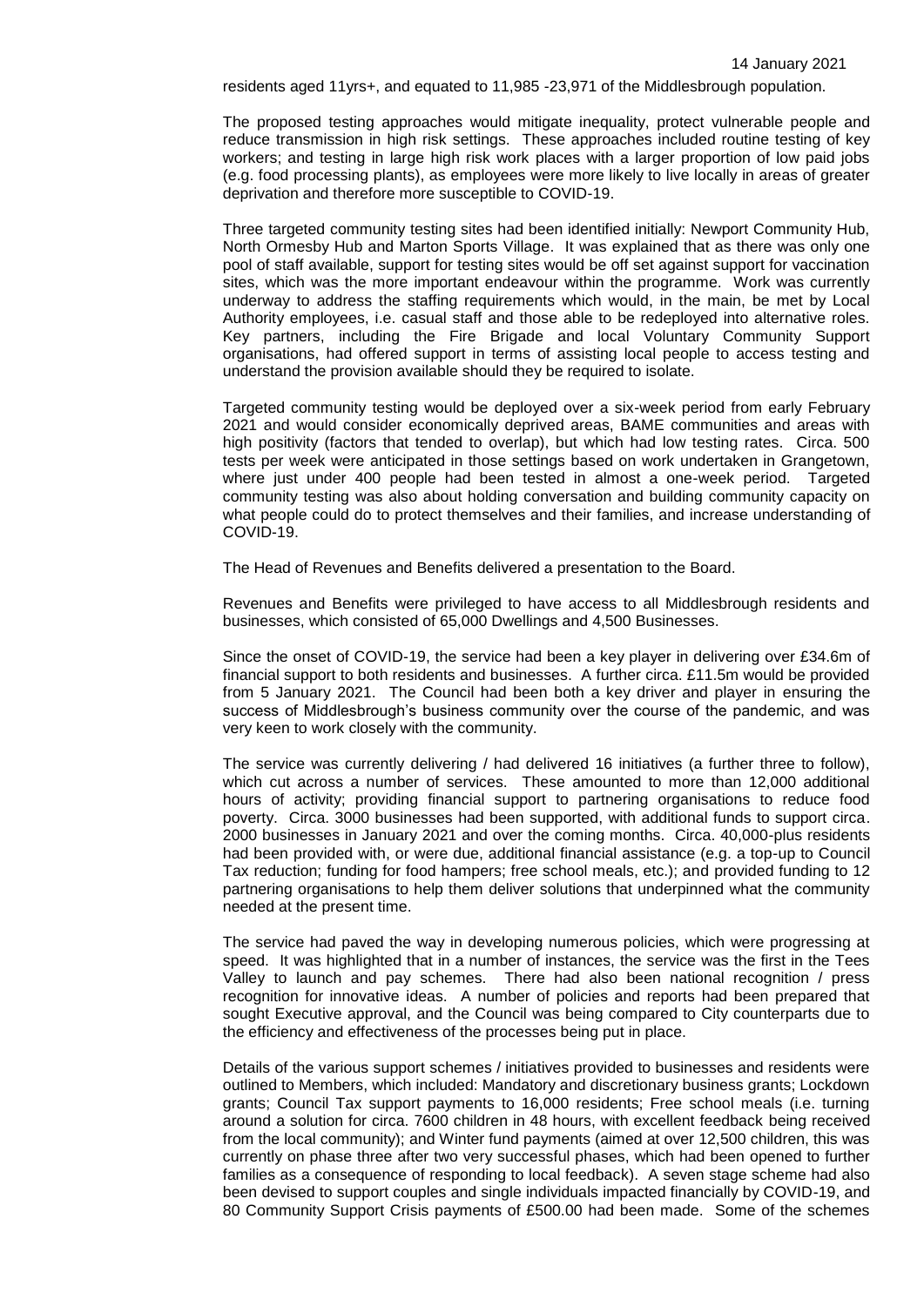residents aged 11yrs+, and equated to 11,985 -23,971 of the Middlesbrough population.

The proposed testing approaches would mitigate inequality, protect vulnerable people and reduce transmission in high risk settings. These approaches included routine testing of key workers; and testing in large high risk work places with a larger proportion of low paid jobs (e.g. food processing plants), as employees were more likely to live locally in areas of greater deprivation and therefore more susceptible to COVID-19.

Three targeted community testing sites had been identified initially: Newport Community Hub, North Ormesby Hub and Marton Sports Village. It was explained that as there was only one pool of staff available, support for testing sites would be off set against support for vaccination sites, which was the more important endeavour within the programme. Work was currently underway to address the staffing requirements which would, in the main, be met by Local Authority employees, i.e. casual staff and those able to be redeployed into alternative roles. Key partners, including the Fire Brigade and local Voluntary Community Support organisations, had offered support in terms of assisting local people to access testing and understand the provision available should they be required to isolate.

Targeted community testing would be deployed over a six-week period from early February 2021 and would consider economically deprived areas, BAME communities and areas with high positivity (factors that tended to overlap), but which had low testing rates. Circa. 500 tests per week were anticipated in those settings based on work undertaken in Grangetown, where just under 400 people had been tested in almost a one-week period. Targeted community testing was also about holding conversation and building community capacity on what people could do to protect themselves and their families, and increase understanding of COVID-19.

The Head of Revenues and Benefits delivered a presentation to the Board.

Revenues and Benefits were privileged to have access to all Middlesbrough residents and businesses, which consisted of 65,000 Dwellings and 4,500 Businesses.

Since the onset of COVID-19, the service had been a key player in delivering over £34.6m of financial support to both residents and businesses. A further circa. £11.5m would be provided from 5 January 2021. The Council had been both a key driver and player in ensuring the success of Middlesbrough's business community over the course of the pandemic, and was very keen to work closely with the community.

The service was currently delivering / had delivered 16 initiatives (a further three to follow), which cut across a number of services. These amounted to more than 12,000 additional hours of activity; providing financial support to partnering organisations to reduce food poverty. Circa. 3000 businesses had been supported, with additional funds to support circa. 2000 businesses in January 2021 and over the coming months. Circa. 40,000-plus residents had been provided with, or were due, additional financial assistance (e.g. a top-up to Council Tax reduction; funding for food hampers; free school meals, etc.); and provided funding to 12 partnering organisations to help them deliver solutions that underpinned what the community needed at the present time.

The service had paved the way in developing numerous policies, which were progressing at speed. It was highlighted that in a number of instances, the service was the first in the Tees Valley to launch and pay schemes. There had also been national recognition / press recognition for innovative ideas. A number of policies and reports had been prepared that sought Executive approval, and the Council was being compared to City counterparts due to the efficiency and effectiveness of the processes being put in place.

Details of the various support schemes / initiatives provided to businesses and residents were outlined to Members, which included: Mandatory and discretionary business grants; Lockdown grants; Council Tax support payments to 16,000 residents; Free school meals (i.e. turning around a solution for circa. 7600 children in 48 hours, with excellent feedback being received from the local community); and Winter fund payments (aimed at over 12,500 children, this was currently on phase three after two very successful phases, which had been opened to further families as a consequence of responding to local feedback). A seven stage scheme had also been devised to support couples and single individuals impacted financially by COVID-19, and 80 Community Support Crisis payments of £500.00 had been made. Some of the schemes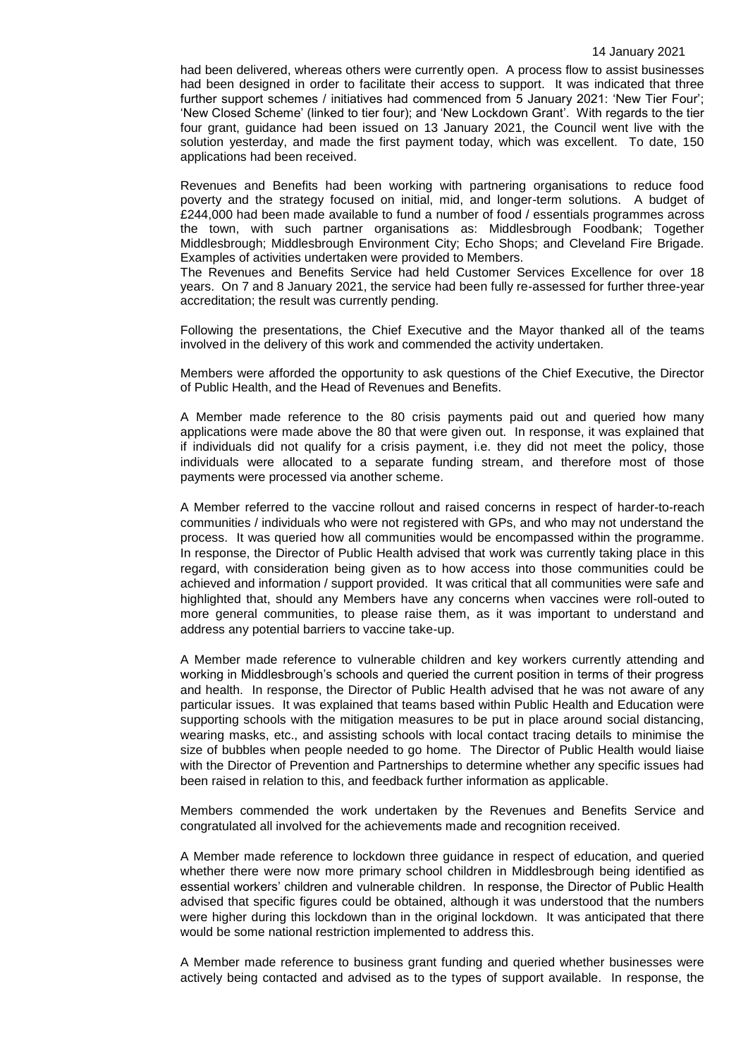had been delivered, whereas others were currently open. A process flow to assist businesses had been designed in order to facilitate their access to support. It was indicated that three further support schemes / initiatives had commenced from 5 January 2021: 'New Tier Four'; 'New Closed Scheme' (linked to tier four); and 'New Lockdown Grant'. With regards to the tier four grant, guidance had been issued on 13 January 2021, the Council went live with the solution yesterday, and made the first payment today, which was excellent. To date, 150 applications had been received.

Revenues and Benefits had been working with partnering organisations to reduce food poverty and the strategy focused on initial, mid, and longer-term solutions. A budget of £244,000 had been made available to fund a number of food / essentials programmes across the town, with such partner organisations as: Middlesbrough Foodbank; Together Middlesbrough; Middlesbrough Environment City; Echo Shops; and Cleveland Fire Brigade. Examples of activities undertaken were provided to Members.

The Revenues and Benefits Service had held Customer Services Excellence for over 18 years. On 7 and 8 January 2021, the service had been fully re-assessed for further three-year accreditation; the result was currently pending.

Following the presentations, the Chief Executive and the Mayor thanked all of the teams involved in the delivery of this work and commended the activity undertaken.

Members were afforded the opportunity to ask questions of the Chief Executive, the Director of Public Health, and the Head of Revenues and Benefits.

A Member made reference to the 80 crisis payments paid out and queried how many applications were made above the 80 that were given out. In response, it was explained that if individuals did not qualify for a crisis payment, i.e. they did not meet the policy, those individuals were allocated to a separate funding stream, and therefore most of those payments were processed via another scheme.

A Member referred to the vaccine rollout and raised concerns in respect of harder-to-reach communities / individuals who were not registered with GPs, and who may not understand the process. It was queried how all communities would be encompassed within the programme. In response, the Director of Public Health advised that work was currently taking place in this regard, with consideration being given as to how access into those communities could be achieved and information / support provided. It was critical that all communities were safe and highlighted that, should any Members have any concerns when vaccines were roll-outed to more general communities, to please raise them, as it was important to understand and address any potential barriers to vaccine take-up.

A Member made reference to vulnerable children and key workers currently attending and working in Middlesbrough's schools and queried the current position in terms of their progress and health. In response, the Director of Public Health advised that he was not aware of any particular issues. It was explained that teams based within Public Health and Education were supporting schools with the mitigation measures to be put in place around social distancing, wearing masks, etc., and assisting schools with local contact tracing details to minimise the size of bubbles when people needed to go home. The Director of Public Health would liaise with the Director of Prevention and Partnerships to determine whether any specific issues had been raised in relation to this, and feedback further information as applicable.

Members commended the work undertaken by the Revenues and Benefits Service and congratulated all involved for the achievements made and recognition received.

A Member made reference to lockdown three guidance in respect of education, and queried whether there were now more primary school children in Middlesbrough being identified as essential workers' children and vulnerable children. In response, the Director of Public Health advised that specific figures could be obtained, although it was understood that the numbers were higher during this lockdown than in the original lockdown. It was anticipated that there would be some national restriction implemented to address this.

A Member made reference to business grant funding and queried whether businesses were actively being contacted and advised as to the types of support available. In response, the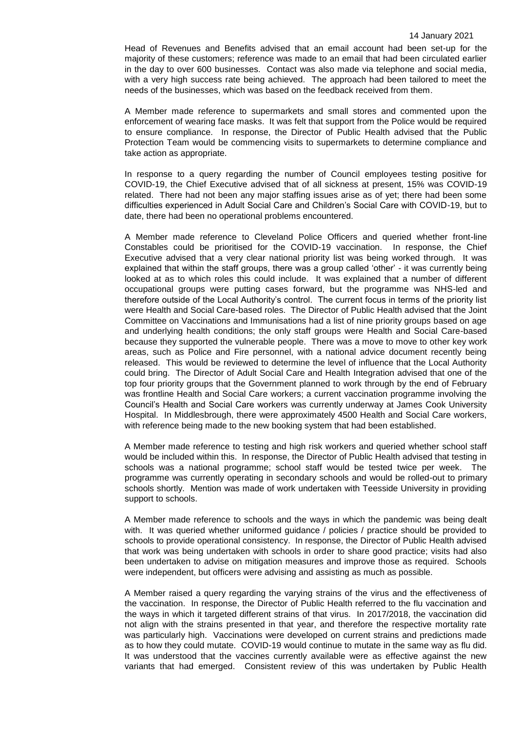Head of Revenues and Benefits advised that an email account had been set-up for the majority of these customers; reference was made to an email that had been circulated earlier in the day to over 600 businesses. Contact was also made via telephone and social media, with a very high success rate being achieved. The approach had been tailored to meet the needs of the businesses, which was based on the feedback received from them.

A Member made reference to supermarkets and small stores and commented upon the enforcement of wearing face masks. It was felt that support from the Police would be required to ensure compliance. In response, the Director of Public Health advised that the Public Protection Team would be commencing visits to supermarkets to determine compliance and take action as appropriate.

In response to a query regarding the number of Council employees testing positive for COVID-19, the Chief Executive advised that of all sickness at present, 15% was COVID-19 related. There had not been any major staffing issues arise as of yet; there had been some difficulties experienced in Adult Social Care and Children's Social Care with COVID-19, but to date, there had been no operational problems encountered.

A Member made reference to Cleveland Police Officers and queried whether front-line Constables could be prioritised for the COVID-19 vaccination. In response, the Chief Executive advised that a very clear national priority list was being worked through. It was explained that within the staff groups, there was a group called 'other' - it was currently being looked at as to which roles this could include. It was explained that a number of different occupational groups were putting cases forward, but the programme was NHS-led and therefore outside of the Local Authority's control. The current focus in terms of the priority list were Health and Social Care-based roles. The Director of Public Health advised that the Joint Committee on Vaccinations and Immunisations had a list of nine priority groups based on age and underlying health conditions; the only staff groups were Health and Social Care-based because they supported the vulnerable people. There was a move to move to other key work areas, such as Police and Fire personnel, with a national advice document recently being released. This would be reviewed to determine the level of influence that the Local Authority could bring. The Director of Adult Social Care and Health Integration advised that one of the top four priority groups that the Government planned to work through by the end of February was frontline Health and Social Care workers; a current vaccination programme involving the Council's Health and Social Care workers was currently underway at James Cook University Hospital. In Middlesbrough, there were approximately 4500 Health and Social Care workers, with reference being made to the new booking system that had been established.

A Member made reference to testing and high risk workers and queried whether school staff would be included within this. In response, the Director of Public Health advised that testing in schools was a national programme; school staff would be tested twice per week. The programme was currently operating in secondary schools and would be rolled-out to primary schools shortly. Mention was made of work undertaken with Teesside University in providing support to schools.

A Member made reference to schools and the ways in which the pandemic was being dealt with. It was queried whether uniformed guidance / policies / practice should be provided to schools to provide operational consistency. In response, the Director of Public Health advised that work was being undertaken with schools in order to share good practice; visits had also been undertaken to advise on mitigation measures and improve those as required. Schools were independent, but officers were advising and assisting as much as possible.

A Member raised a query regarding the varying strains of the virus and the effectiveness of the vaccination. In response, the Director of Public Health referred to the flu vaccination and the ways in which it targeted different strains of that virus. In 2017/2018, the vaccination did not align with the strains presented in that year, and therefore the respective mortality rate was particularly high. Vaccinations were developed on current strains and predictions made as to how they could mutate. COVID-19 would continue to mutate in the same way as flu did. It was understood that the vaccines currently available were as effective against the new variants that had emerged. Consistent review of this was undertaken by Public Health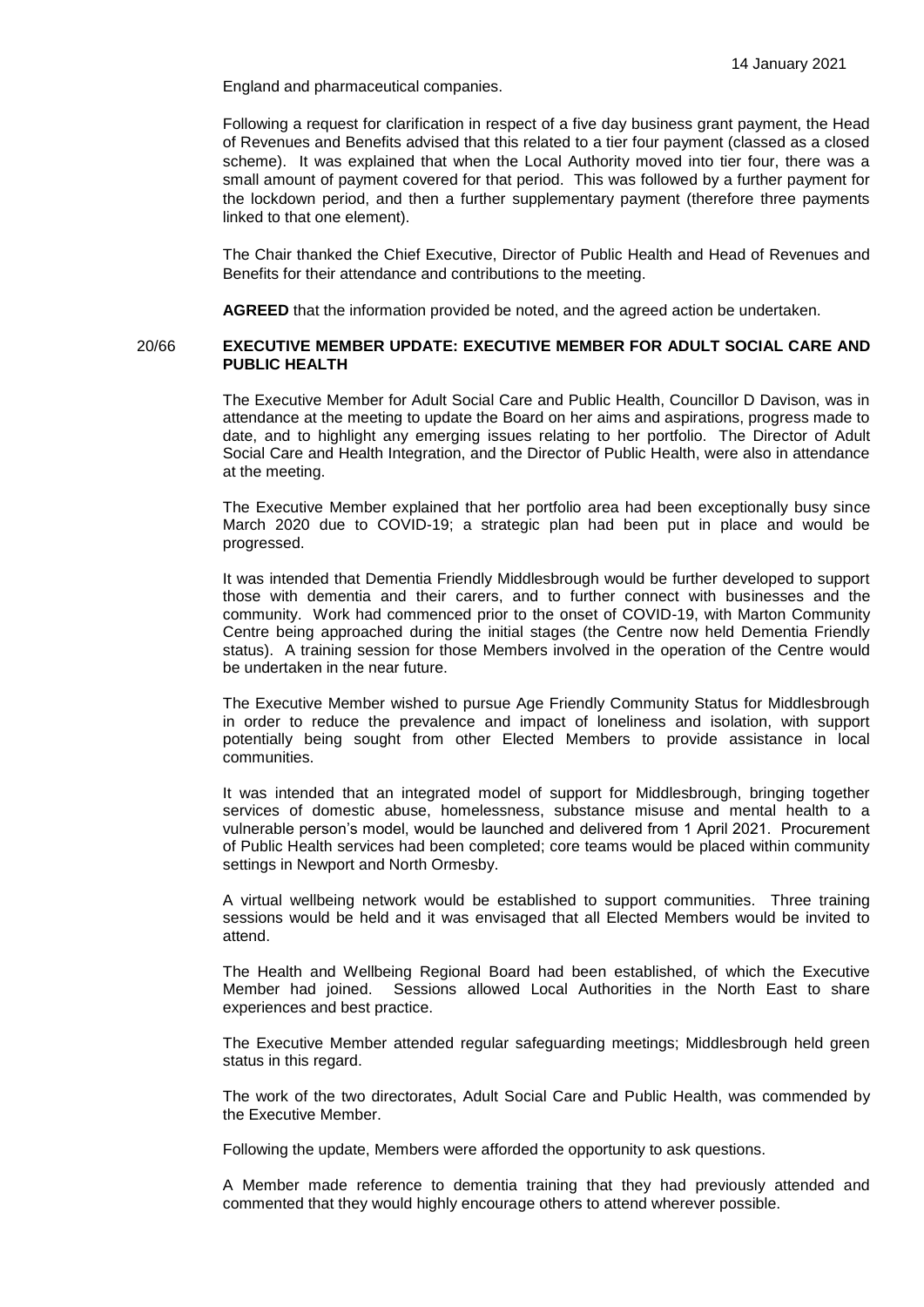England and pharmaceutical companies.

Following a request for clarification in respect of a five day business grant payment, the Head of Revenues and Benefits advised that this related to a tier four payment (classed as a closed scheme). It was explained that when the Local Authority moved into tier four, there was a small amount of payment covered for that period. This was followed by a further payment for the lockdown period, and then a further supplementary payment (therefore three payments linked to that one element).

The Chair thanked the Chief Executive, Director of Public Health and Head of Revenues and Benefits for their attendance and contributions to the meeting.

**AGREED** that the information provided be noted, and the agreed action be undertaken.

## 20/66 EXECUTIVE MEMBER UPDATE: EXECUTIVE MEMBER FOR ADULT SOCIAL CARE AND PUBLIC HEALTH

The Executive Member for Adult Social Care and Public Health, Councillor D Davison, was in attendance at the meeting to update the Board on her aims and aspirations, progress made to date, and to highlight any emerging issues relating to her portfolio. The Director of Adult Social Care and Health Integration, and the Director of Public Health, were also in attendance at the meeting.

The Executive Member explained that her portfolio area had been exceptionally busy since March 2020 due to COVID-19; a strategic plan had been put in place and would be progressed.

It was intended that Dementia Friendly Middlesbrough would be further developed to support those with dementia and their carers, and to further connect with businesses and the community. Work had commenced prior to the onset of COVID-19, with Marton Community Centre being approached during the initial stages (the Centre now held Dementia Friendly status). A training session for those Members involved in the operation of the Centre would be undertaken in the near future.

The Executive Member wished to pursue Age Friendly Community Status for Middlesbrough in order to reduce the prevalence and impact of loneliness and isolation, with support potentially being sought from other Elected Members to provide assistance in local communities.

It was intended that an integrated model of support for Middlesbrough, bringing together services of domestic abuse, homelessness, substance misuse and mental health to a vulnerable person's model, would be launched and delivered from 1 April 2021. Procurement of Public Health services had been completed; core teams would be placed within community settings in Newport and North Ormesby.

A virtual wellbeing network would be established to support communities. Three training sessions would be held and it was envisaged that all Elected Members would be invited to attend.

The Health and Wellbeing Regional Board had been established, of which the Executive Member had joined. Sessions allowed Local Authorities in the North East to share experiences and best practice.

The Executive Member attended regular safeguarding meetings; Middlesbrough held green status in this regard.

The work of the two directorates, Adult Social Care and Public Health, was commended by the Executive Member.

Following the update, Members were afforded the opportunity to ask questions.

A Member made reference to dementia training that they had previously attended and commented that they would highly encourage others to attend wherever possible.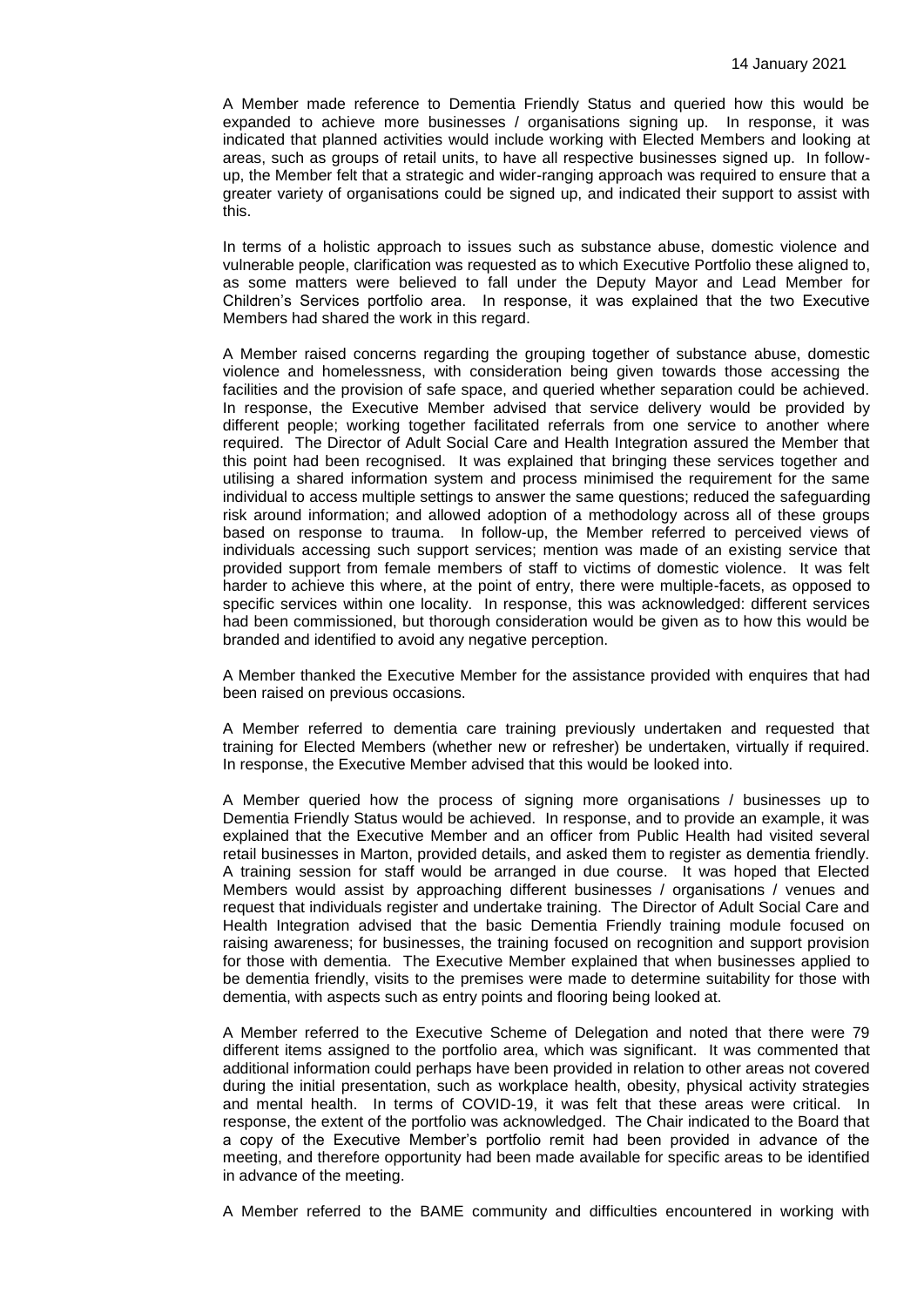A Member made reference to Dementia Friendly Status and queried how this would be expanded to achieve more businesses / organisations signing up. In response, it was indicated that planned activities would include working with Elected Members and looking at areas, such as groups of retail units, to have all respective businesses signed up. In follow-up, the Member felt that a strategic and wider-ranging approach was required to ensure that a greater variety of organisations could be signed up, and indicated their support to assist with this.

In terms of a holistic approach to issues such as substance abuse, domestic violence and vulnerable people, clarification was requested as to which Executive Portfolio these aligned to, as some matters were believed to fall under the Deputy Mayor and Lead Member for Children's Services portfolio area. In response, it was explained that the two Executive Members had shared the work in this regard.

A Member raised concerns regarding the grouping together of substance abuse, domestic violence and homelessness, with consideration being given towards those accessing the facilities and the provision of safe space, and queried whether separation could be achieved. In response, the Executive Member advised that service delivery would be provided by different people; working together facilitated referrals from one service to another where required. The Director of Adult Social Care and Health Integration assured the Member that this point had been recognised. It was explained that bringing these services together and utilising a shared information system and process minimised the requirement for the same individual to access multiple settings to answer the same questions; reduced the safeguarding risk around information; and allowed adoption of a methodology across all of these groups based on response to trauma. In follow-up, the Member referred to perceived views of individuals accessing such support services; mention was made of an existing service that provided support from female members of staff to victims of domestic violence. It was felt harder to achieve this where, at the point of entry, there were multiple-facets, as opposed to specific services within one locality. In response, this was acknowledged: different services had been commissioned, but thorough consideration would be given as to how this would be branded and identified to avoid any negative perception.

A Member thanked the Executive Member for the assistance provided with enquires that had been raised on previous occasions.

A Member referred to dementia care training previously undertaken and requested that training for Elected Members (whether new or refresher) be undertaken, virtually if required. In response, the Executive Member advised that this would be looked into.

A Member queried how the process of signing more organisations / businesses up to Dementia Friendly Status would be achieved. In response, and to provide an example, it was explained that the Executive Member and an officer from Public Health had visited several retail businesses in Marton, provided details, and asked them to register as dementia friendly. A training session for staff would be arranged in due course. It was hoped that Elected Members would assist by approaching different businesses / organisations / venues and request that individuals register and undertake training. The Director of Adult Social Care and Health Integration advised that the basic Dementia Friendly training module focused on raising awareness; for businesses, the training focused on recognition and support provision for those with dementia. The Executive Member explained that when businesses applied to be dementia friendly, visits to the premises were made to determine suitability for those with dementia, with aspects such as entry points and flooring being looked at.

A Member referred to the Executive Scheme of Delegation and noted that there were 79 different items assigned to the portfolio area, which was significant. It was commented that additional information could perhaps have been provided in relation to other areas not covered during the initial presentation, such as workplace health, obesity, physical activity strategies and mental health. In terms of COVID-19, it was felt that these areas were critical. In response, the extent of the portfolio was acknowledged. The Chair indicated to the Board that a copy of the Executive Member's portfolio remit had been provided in advance of the meeting, and therefore opportunity had been made available for specific areas to be identified in advance of the meeting.

A Member referred to the BAME community and difficulties encountered in working with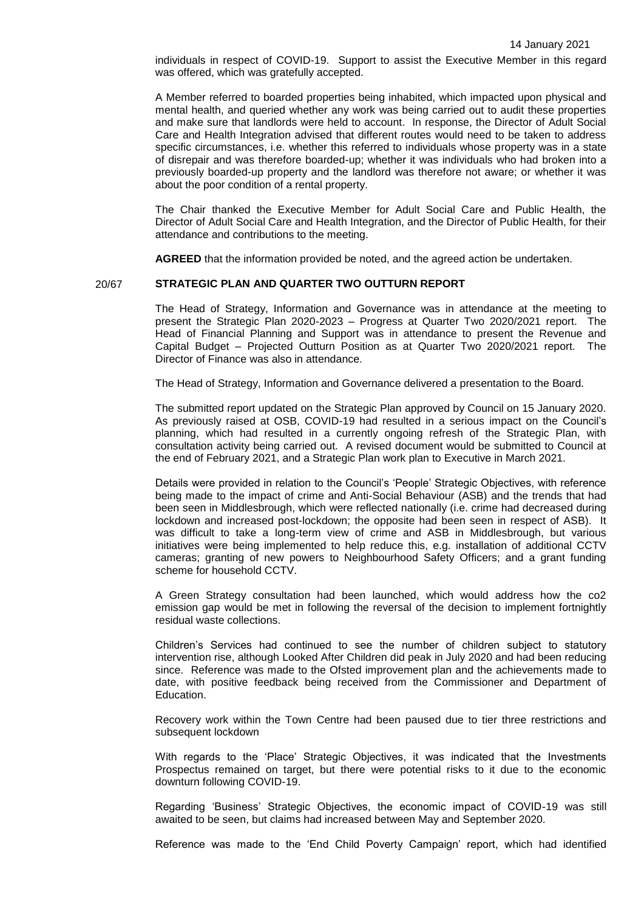individuals in respect of COVID-19. Support to assist the Executive Member in this regard was offered, which was gratefully accepted.

A Member referred to boarded properties being inhabited, which impacted upon physical and mental health, and queried whether any work was being carried out to audit these properties and make sure that landlords were held to account. In response, the Director of Adult Social Care and Health Integration advised that different routes would need to be taken to address specific circumstances, i.e. whether this referred to individuals whose property was in a state of disrepair and was therefore boarded-up; whether it was individuals who had broken into a previously boarded-up property and the landlord was therefore not aware; or whether it was about the poor condition of a rental property.

The Chair thanked the Executive Member for Adult Social Care and Public Health, the Director of Adult Social Care and Health Integration, and the Director of Public Health, for their attendance and contributions to the meeting.

**AGREED** that the information provided be noted, and the agreed action be undertaken.

## 20/67 STRATEGIC PLAN AND QUARTER TWO OUTTURN REPORT

The Head of Strategy, Information and Governance was in attendance at the meeting to present the Strategic Plan 2020-2023 – Progress at Quarter Two 2020/2021 report. The Head of Financial Planning and Support was in attendance to present the Revenue and Capital Budget – Projected Outturn Position as at Quarter Two 2020/2021 report. The Director of Finance was also in attendance.

The Head of Strategy, Information and Governance delivered a presentation to the Board.

The submitted report updated on the Strategic Plan approved by Council on 15 January 2020. As previously raised at OSB, COVID-19 had resulted in a serious impact on the Council's planning, which had resulted in a currently ongoing refresh of the Strategic Plan, with consultation activity being carried out. A revised document would be submitted to Council at the end of February 2021, and a Strategic Plan work plan to Executive in March 2021.

Details were provided in relation to the Council's 'People' Strategic Objectives, with reference being made to the impact of crime and Anti-Social Behaviour (ASB) and the trends that had been seen in Middlesbrough, which were reflected nationally (i.e. crime had decreased during lockdown and increased post-lockdown; the opposite had been seen in respect of ASB). It was difficult to take a long-term view of crime and ASB in Middlesbrough, but various initiatives were being implemented to help reduce this, e.g. installation of additional CCTV cameras; granting of new powers to Neighbourhood Safety Officers; and a grant funding scheme for household CCTV.

A Green Strategy consultation had been launched, which would address how the co2 emission gap would be met in following the reversal of the decision to implement fortnightly residual waste collections.

Children's Services had continued to see the number of children subject to statutory intervention rise, although Looked After Children did peak in July 2020 and had been reducing since. Reference was made to the Ofsted improvement plan and the achievements made to date, with positive feedback being received from the Commissioner and Department of Education.

Recovery work within the Town Centre had been paused due to tier three restrictions and subsequent lockdown

With regards to the 'Place' Strategic Objectives, it was indicated that the Investments Prospectus remained on target, but there were potential risks to it due to the economic downturn following COVID-19.

Regarding 'Business' Strategic Objectives, the economic impact of COVID-19 was still awaited to be seen, but claims had increased between May and September 2020.

Reference was made to the 'End Child Poverty Campaign' report, which had identified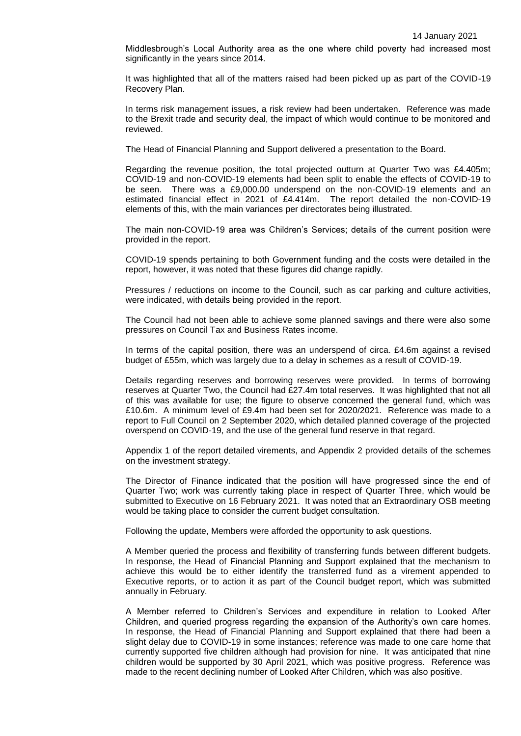Middlesbrough's Local Authority area as the one where child poverty had increased most significantly in the years since 2014.

It was highlighted that all of the matters raised had been picked up as part of the COVID-19 Recovery Plan.

In terms risk management issues, a risk review had been undertaken. Reference was made to the Brexit trade and security deal, the impact of which would continue to be monitored and reviewed.

The Head of Financial Planning and Support delivered a presentation to the Board.

Regarding the revenue position, the total projected outturn at Quarter Two was £4.405m; COVID-19 and non-COVID-19 elements had been split to enable the effects of COVID-19 to be seen. There was a £9,000.00 underspend on the non-COVID-19 elements and an estimated financial effect in 2021 of £4.414m. The report detailed the non-COVID-19 elements of this, with the main variances per directorates being illustrated.

The main non-COVID-19 area was Children's Services; details of the current position were provided in the report.

COVID-19 spends pertaining to both Government funding and the costs were detailed in the report, however, it was noted that these figures did change rapidly.

Pressures / reductions on income to the Council, such as car parking and culture activities, were indicated, with details being provided in the report.

The Council had not been able to achieve some planned savings and there were also some pressures on Council Tax and Business Rates income.

In terms of the capital position, there was an underspend of circa. £4.6m against a revised budget of £55m, which was largely due to a delay in schemes as a result of COVID-19.

Details regarding reserves and borrowing reserves were provided. In terms of borrowing reserves at Quarter Two, the Council had £27.4m total reserves. It was highlighted that not all of this was available for use; the figure to observe concerned the general fund, which was £10.6m. A minimum level of £9.4m had been set for 2020/2021. Reference was made to a report to Full Council on 2 September 2020, which detailed planned coverage of the projected overspend on COVID-19, and the use of the general fund reserve in that regard.

Appendix 1 of the report detailed virements, and Appendix 2 provided details of the schemes on the investment strategy.

The Director of Finance indicated that the position will have progressed since the end of Quarter Two; work was currently taking place in respect of Quarter Three, which would be submitted to Executive on 16 February 2021. It was noted that an Extraordinary OSB meeting would be taking place to consider the current budget consultation.

Following the update, Members were afforded the opportunity to ask questions.

A Member queried the process and flexibility of transferring funds between different budgets. In response, the Head of Financial Planning and Support explained that the mechanism to achieve this would be to either identify the transferred fund as a virement appended to Executive reports, or to action it as part of the Council budget report, which was submitted annually in February.

A Member referred to Children's Services and expenditure in relation to Looked After Children, and queried progress regarding the expansion of the Authority's own care homes. In response, the Head of Financial Planning and Support explained that there had been a slight delay due to COVID-19 in some instances; reference was made to one care home that currently supported five children although had provision for nine. It was anticipated that nine children would be supported by 30 April 2021, which was positive progress. Reference was made to the recent declining number of Looked After Children, which was also positive.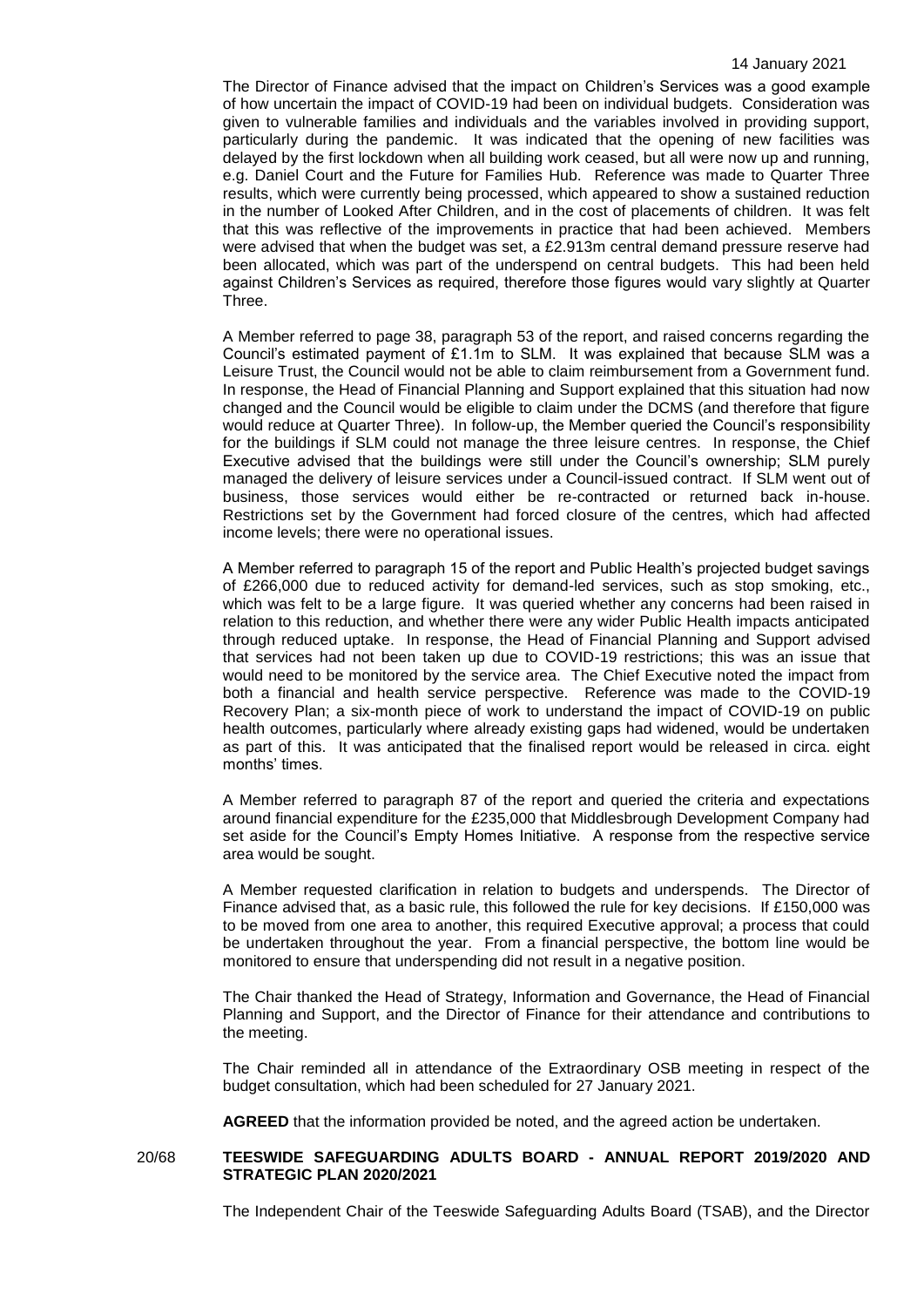The Director of Finance advised that the impact on Children's Services was a good example of how uncertain the impact of COVID-19 had been on individual budgets. Consideration was given to vulnerable families and individuals and the variables involved in providing support, particularly during the pandemic. It was indicated that the opening of new facilities was delayed by the first lockdown when all building work ceased, but all were now up and running, e.g. Daniel Court and the Future for Families Hub. Reference was made to Quarter Three results, which were currently being processed, which appeared to show a sustained reduction in the number of Looked After Children, and in the cost of placements of children. It was felt that this was reflective of the improvements in practice that had been achieved. Members were advised that when the budget was set, a £2.913m central demand pressure reserve had been allocated, which was part of the underspend on central budgets. This had been held against Children's Services as required, therefore those figures would vary slightly at Quarter Three.

A Member referred to page 38, paragraph 53 of the report, and raised concerns regarding the Council's estimated payment of £1.1m to SLM. It was explained that because SLM was a Leisure Trust, the Council would not be able to claim reimbursement from a Government fund. In response, the Head of Financial Planning and Support explained that this situation had now changed and the Council would be eligible to claim under the DCMS (and therefore that figure would reduce at Quarter Three). In follow-up, the Member queried the Council's responsibility for the buildings if SLM could not manage the three leisure centres. In response, the Chief Executive advised that the buildings were still under the Council's ownership; SLM purely managed the delivery of leisure services under a Council-issued contract. If SLM went out of business, those services would either be re-contracted or returned back in-house. Restrictions set by the Government had forced closure of the centres, which had affected income levels; there were no operational issues.

A Member referred to paragraph 15 of the report and Public Health's projected budget savings of £266,000 due to reduced activity for demand-led services, such as stop smoking, etc., which was felt to be a large figure. It was queried whether any concerns had been raised in relation to this reduction, and whether there were any wider Public Health impacts anticipated through reduced uptake. In response, the Head of Financial Planning and Support advised that services had not been taken up due to COVID-19 restrictions; this was an issue that would need to be monitored by the service area. The Chief Executive noted the impact from both a financial and health service perspective. Reference was made to the COVID-19 Recovery Plan; a six-month piece of work to understand the impact of COVID-19 on public health outcomes, particularly where already existing gaps had widened, would be undertaken as part of this. It was anticipated that the finalised report would be released in circa. eight months' times.

A Member referred to paragraph 87 of the report and queried the criteria and expectations around financial expenditure for the £235,000 that Middlesbrough Development Company had set aside for the Council's Empty Homes Initiative. A response from the respective service area would be sought.

A Member requested clarification in relation to budgets and underspends. The Director of Finance advised that, as a basic rule, this followed the rule for key decisions. If £150,000 was to be moved from one area to another, this required Executive approval; a process that could be undertaken throughout the year. From a financial perspective, the bottom line would be monitored to ensure that underspending did not result in a negative position.

The Chair thanked the Head of Strategy, Information and Governance, the Head of Financial Planning and Support, and the Director of Finance for their attendance and contributions to the meeting.

The Chair reminded all in attendance of the Extraordinary OSB meeting in respect of the budget consultation, which had been scheduled for 27 January 2021.

**AGREED** that the information provided be noted, and the agreed action be undertaken.

## 20/68 TEESWIDE SAFEGUARDING ADULTS BOARD - ANNUAL REPORT 2019/2020 AND STRATEGIC PLAN 2020/2021

The Independent Chair of the Teeswide Safeguarding Adults Board (TSAB), and the Director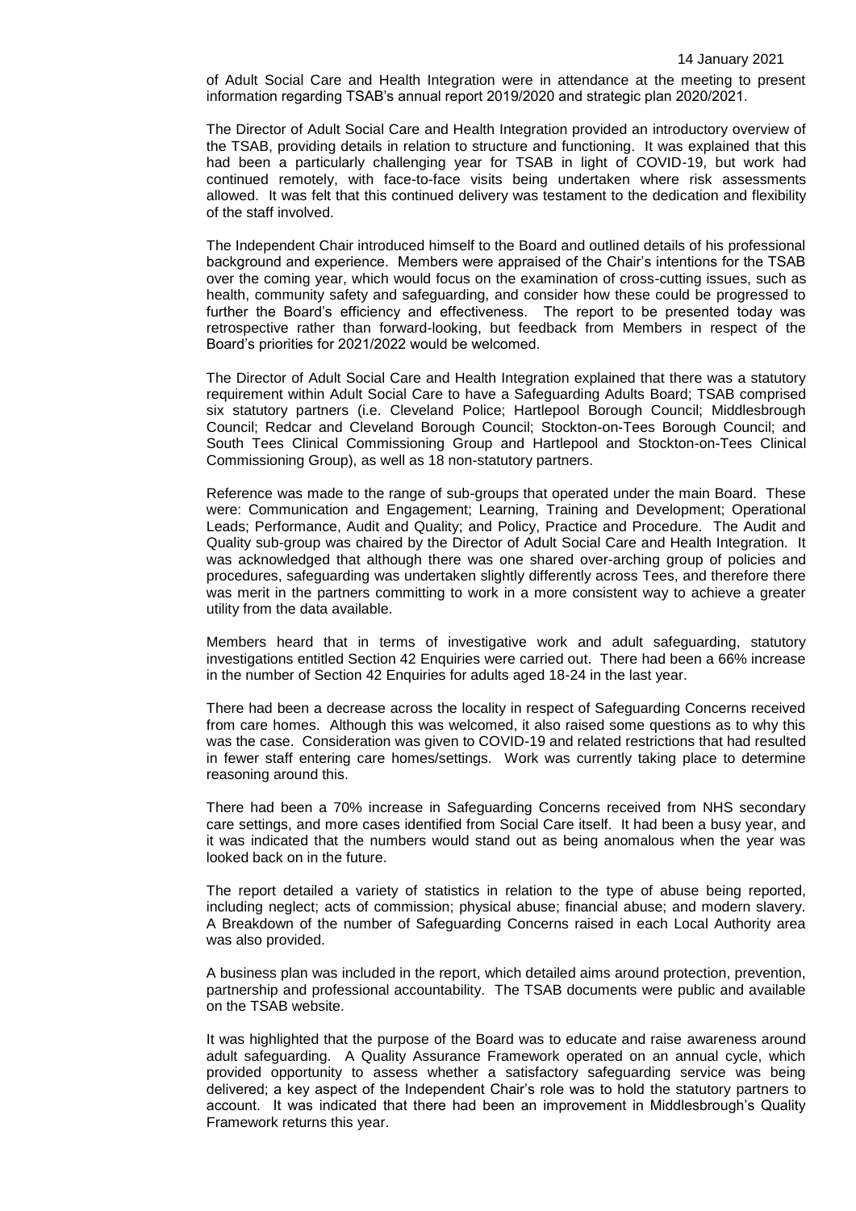of Adult Social Care and Health Integration were in attendance at the meeting to present information regarding TSAB's annual report 2019/2020 and strategic plan 2020/2021.

The Director of Adult Social Care and Health Integration provided an introductory overview of the TSAB, providing details in relation to structure and functioning. It was explained that this had been a particularly challenging year for TSAB in light of COVID-19, but work had continued remotely, with face-to-face visits being undertaken where risk assessments allowed. It was felt that this continued delivery was testament to the dedication and flexibility of the staff involved.

The Independent Chair introduced himself to the Board and outlined details of his professional background and experience. Members were appraised of the Chair's intentions for the TSAB over the coming year, which would focus on the examination of cross-cutting issues, such as health, community safety and safeguarding, and consider how these could be progressed to further the Board's efficiency and effectiveness. The report to be presented today was retrospective rather than forward-looking, but feedback from Members in respect of the Board's priorities for 2021/2022 would be welcomed.

The Director of Adult Social Care and Health Integration explained that there was a statutory requirement within Adult Social Care to have a Safeguarding Adults Board; TSAB comprised six statutory partners (i.e. Cleveland Police; Hartlepool Borough Council; Middlesbrough Council; Redcar and Cleveland Borough Council; Stockton-on-Tees Borough Council; and South Tees Clinical Commissioning Group and Hartlepool and Stockton-on-Tees Clinical Commissioning Group), as well as 18 non-statutory partners.

Reference was made to the range of sub-groups that operated under the main Board. These were: Communication and Engagement; Learning, Training and Development; Operational Leads; Performance, Audit and Quality; and Policy, Practice and Procedure. The Audit and Quality sub-group was chaired by the Director of Adult Social Care and Health Integration. It was acknowledged that although there was one shared over-arching group of policies and procedures, safeguarding was undertaken slightly differently across Tees, and therefore there was merit in the partners committing to work in a more consistent way to achieve a greater utility from the data available.

Members heard that in terms of investigative work and adult safeguarding, statutory investigations entitled Section 42 Enquiries were carried out. There had been a 66% increase in the number of Section 42 Enquiries for adults aged 18-24 in the last year.

There had been a decrease across the locality in respect of Safeguarding Concerns received from care homes. Although this was welcomed, it also raised some questions as to why this was the case. Consideration was given to COVID-19 and related restrictions that had resulted in fewer staff entering care homes/settings. Work was currently taking place to determine reasoning around this.

There had been a 70% increase in Safeguarding Concerns received from NHS secondary care settings, and more cases identified from Social Care itself. It had been a busy year, and it was indicated that the numbers would stand out as being anomalous when the year was looked back on in the future.

The report detailed a variety of statistics in relation to the type of abuse being reported, including neglect; acts of commission; physical abuse; financial abuse; and modern slavery. A Breakdown of the number of Safeguarding Concerns raised in each Local Authority area was also provided.

A business plan was included in the report, which detailed aims around protection, prevention, partnership and professional accountability. The TSAB documents were public and available on the TSAB website.

It was highlighted that the purpose of the Board was to educate and raise awareness around adult safeguarding. A Quality Assurance Framework operated on an annual cycle, which provided opportunity to assess whether a satisfactory safeguarding service was being delivered; a key aspect of the Independent Chair's role was to hold the statutory partners to account. It was indicated that there had been an improvement in Middlesbrough's Quality Framework returns this year.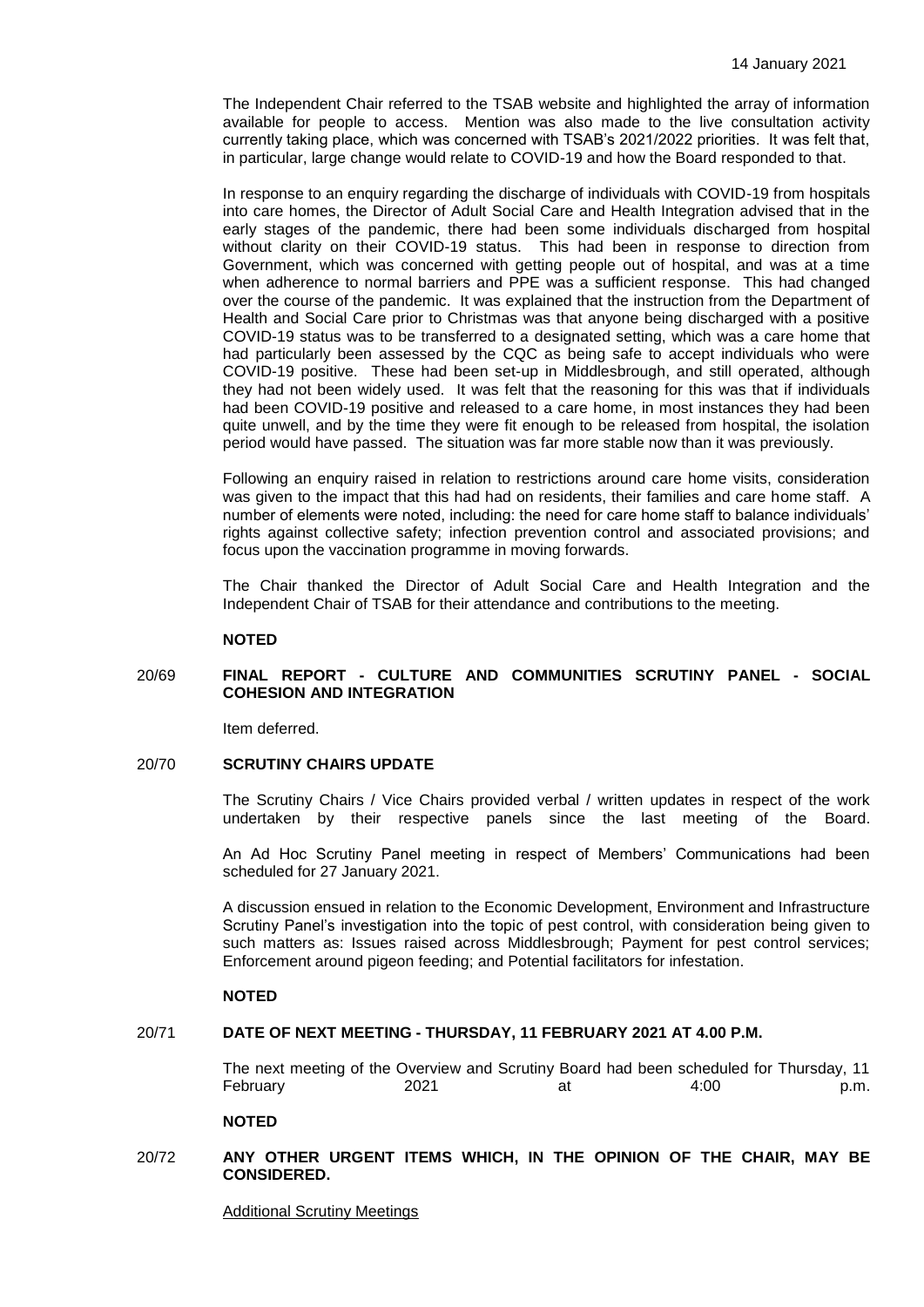The Independent Chair referred to the TSAB website and highlighted the array of information available for people to access. Mention was also made to the live consultation activity currently taking place, which was concerned with TSAB's 2021/2022 priorities. It was felt that, in particular, large change would relate to COVID-19 and how the Board responded to that.

In response to an enquiry regarding the discharge of individuals with COVID-19 from hospitals into care homes, the Director of Adult Social Care and Health Integration advised that in the early stages of the pandemic, there had been some individuals discharged from hospital without clarity on their COVID-19 status. This had been in response to direction from Government, which was concerned with getting people out of hospital, and was at a time when adherence to normal barriers and PPE was a sufficient response. This had changed over the course of the pandemic. It was explained that the instruction from the Department of Health and Social Care prior to Christmas was that anyone being discharged with a positive COVID-19 status was to be transferred to a designated setting, which was a care home that had particularly been assessed by the CQC as being safe to accept individuals who were COVID-19 positive. These had been set-up in Middlesbrough, and still operated, although they had not been widely used. It was felt that the reasoning for this was that if individuals had been COVID-19 positive and released to a care home, in most instances they had been quite unwell, and by the time they were fit enough to be released from hospital, the isolation period would have passed. The situation was far more stable now than it was previously.

Following an enquiry raised in relation to restrictions around care home visits, consideration was given to the impact that this had had on residents, their families and care home staff. A number of elements were noted, including: the need for care home staff to balance individuals' rights against collective safety; infection prevention control and associated provisions; and focus upon the vaccination programme in moving forwards.

The Chair thanked the Director of Adult Social Care and Health Integration and the Independent Chair of TSAB for their attendance and contributions to the meeting.

**NOTED**

**20/69 FINAL REPORT - CULTURE AND COMMUNITIES SCRUTINY PANEL - SOCIAL COHESION AND INTEGRATION**

Item deferred.

**20/70 SCRUTINY CHAIRS UPDATE**

The Scrutiny Chairs / Vice Chairs provided verbal / written updates in respect of the work undertaken by their respective panels since the last meeting of the Board.

An Ad Hoc Scrutiny Panel meeting in respect of Members' Communications had been scheduled for 27 January 2021.

A discussion ensued in relation to the Economic Development, Environment and Infrastructure Scrutiny Panel's investigation into the topic of pest control, with consideration being given to such matters as: Issues raised across Middlesbrough; Payment for pest control services; Enforcement around pigeon feeding; and Potential facilitators for infestation.

**NOTED**

**20/71 DATE OF NEXT MEETING - THURSDAY, 11 FEBRUARY 2021 AT 4.00 P.M.**

The next meeting of the Overview and Scrutiny Board had been scheduled for Thursday, 11 February 2021 at 4:00 p.m.

**NOTED**

**20/72 ANY OTHER URGENT ITEMS WHICH, IN THE OPINION OF THE CHAIR, MAY BE CONSIDERED.**

Additional Scrutiny Meetings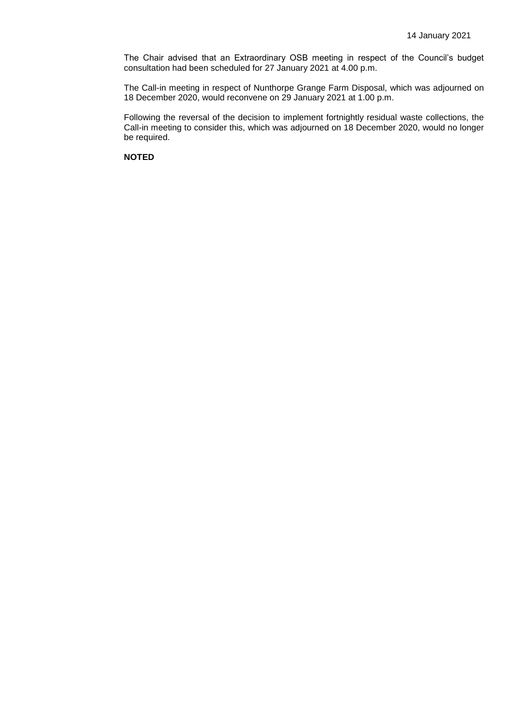The Chair advised that an Extraordinary OSB meeting in respect of the Council's budget consultation had been scheduled for 27 January 2021 at 4.00 p.m.

The Call-in meeting in respect of Nunthorpe Grange Farm Disposal, which was adjourned on 18 December 2020, would reconvene on 29 January 2021 at 1.00 p.m.

Following the reversal of the decision to implement fortnightly residual waste collections, the Call-in meeting to consider this, which was adjourned on 18 December 2020, would no longer be required.

**NOTED**